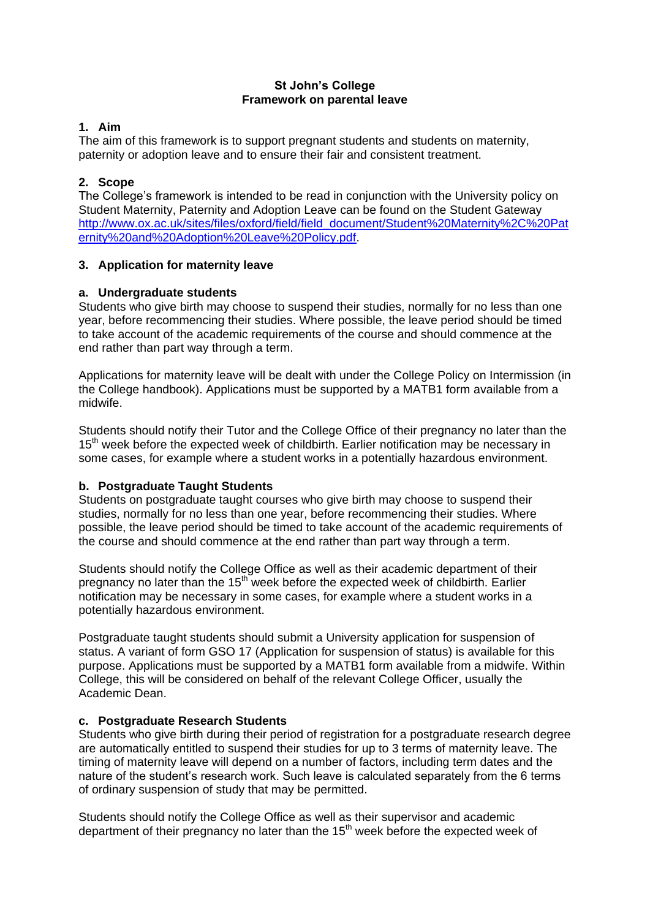**St John's College**
**Framework on parental leave**

## 1. Aim

The aim of this framework is to support pregnant students and students on maternity, paternity or adoption leave and to ensure their fair and consistent treatment.

## 2. Scope

The College's framework is intended to be read in conjunction with the University policy on Student Maternity, Paternity and Adoption Leave can be found on the Student Gateway [http://www.ox.ac.uk/sites/files/oxford/field/field_document/Student%20Maternity%2C%20Paternity%20and%20Adoption%20Leave%20Policy.pdf](http://www.ox.ac.uk/sites/files/oxford/field/field_document/Student%20Maternity%2C%20Paternity%20and%20Adoption%20Leave%20Policy.pdf).

## 3. Application for maternity leave

### a. Undergraduate students

Students who give birth may choose to suspend their studies, normally for no less than one year, before recommencing their studies. Where possible, the leave period should be timed to take account of the academic requirements of the course and should commence at the end rather than part way through a term.

Applications for maternity leave will be dealt with under the College Policy on Intermission (in the College handbook). Applications must be supported by a MATB1 form available from a midwife.

Students should notify their Tutor and the College Office of their pregnancy no later than the 15th week before the expected week of childbirth. Earlier notification may be necessary in some cases, for example where a student works in a potentially hazardous environment.

### b. Postgraduate Taught Students

Students on postgraduate taught courses who give birth may choose to suspend their studies, normally for no less than one year, before recommencing their studies. Where possible, the leave period should be timed to take account of the academic requirements of the course and should commence at the end rather than part way through a term.

Students should notify the College Office as well as their academic department of their pregnancy no later than the 15th week before the expected week of childbirth. Earlier notification may be necessary in some cases, for example where a student works in a potentially hazardous environment.

Postgraduate taught students should submit a University application for suspension of status. A variant of form GSO 17 (Application for suspension of status) is available for this purpose. Applications must be supported by a MATB1 form available from a midwife. Within College, this will be considered on behalf of the relevant College Officer, usually the Academic Dean.

### c. Postgraduate Research Students

Students who give birth during their period of registration for a postgraduate research degree are automatically entitled to suspend their studies for up to 3 terms of maternity leave. The timing of maternity leave will depend on a number of factors, including term dates and the nature of the student's research work. Such leave is calculated separately from the 6 terms of ordinary suspension of study that may be permitted.

Students should notify the College Office as well as their supervisor and academic department of their pregnancy no later than the 15th week before the expected week of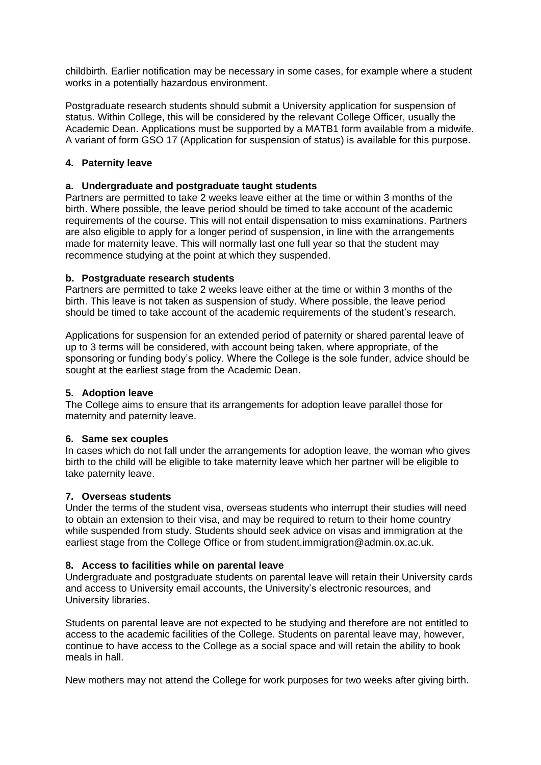childbirth. Earlier notification may be necessary in some cases, for example where a student works in a potentially hazardous environment.

Postgraduate research students should submit a University application for suspension of status. Within College, this will be considered by the relevant College Officer, usually the Academic Dean. Applications must be supported by a MATB1 form available from a midwife. A variant of form GSO 17 (Application for suspension of status) is available for this purpose.

#### 4. Paternity leave

**a. Undergraduate and postgraduate taught students**

Partners are permitted to take 2 weeks leave either at the time or within 3 months of the birth. Where possible, the leave period should be timed to take account of the academic requirements of the course. This will not entail dispensation to miss examinations. Partners are also eligible to apply for a longer period of suspension, in line with the arrangements made for maternity leave. This will normally last one full year so that the student may recommence studying at the point at which they suspended.

**b. Postgraduate research students**

Partners are permitted to take 2 weeks leave either at the time or within 3 months of the birth. This leave is not taken as suspension of study. Where possible, the leave period should be timed to take account of the academic requirements of the student's research.

Applications for suspension for an extended period of paternity or shared parental leave of up to 3 terms will be considered, with account being taken, where appropriate, of the sponsoring or funding body's policy. Where the College is the sole funder, advice should be sought at the earliest stage from the Academic Dean.

#### 5. Adoption leave

The College aims to ensure that its arrangements for adoption leave parallel those for maternity and paternity leave.

#### 6. Same sex couples

In cases which do not fall under the arrangements for adoption leave, the woman who gives birth to the child will be eligible to take maternity leave which her partner will be eligible to take paternity leave.

#### 7. Overseas students

Under the terms of the student visa, overseas students who interrupt their studies will need to obtain an extension to their visa, and may be required to return to their home country while suspended from study. Students should seek advice on visas and immigration at the earliest stage from the College Office or from student.immigration@admin.ox.ac.uk.

#### 8. Access to facilities while on parental leave

Undergraduate and postgraduate students on parental leave will retain their University cards and access to University email accounts, the University's electronic resources, and University libraries.

Students on parental leave are not expected to be studying and therefore are not entitled to access to the academic facilities of the College. Students on parental leave may, however, continue to have access to the College as a social space and will retain the ability to book meals in hall.

New mothers may not attend the College for work purposes for two weeks after giving birth.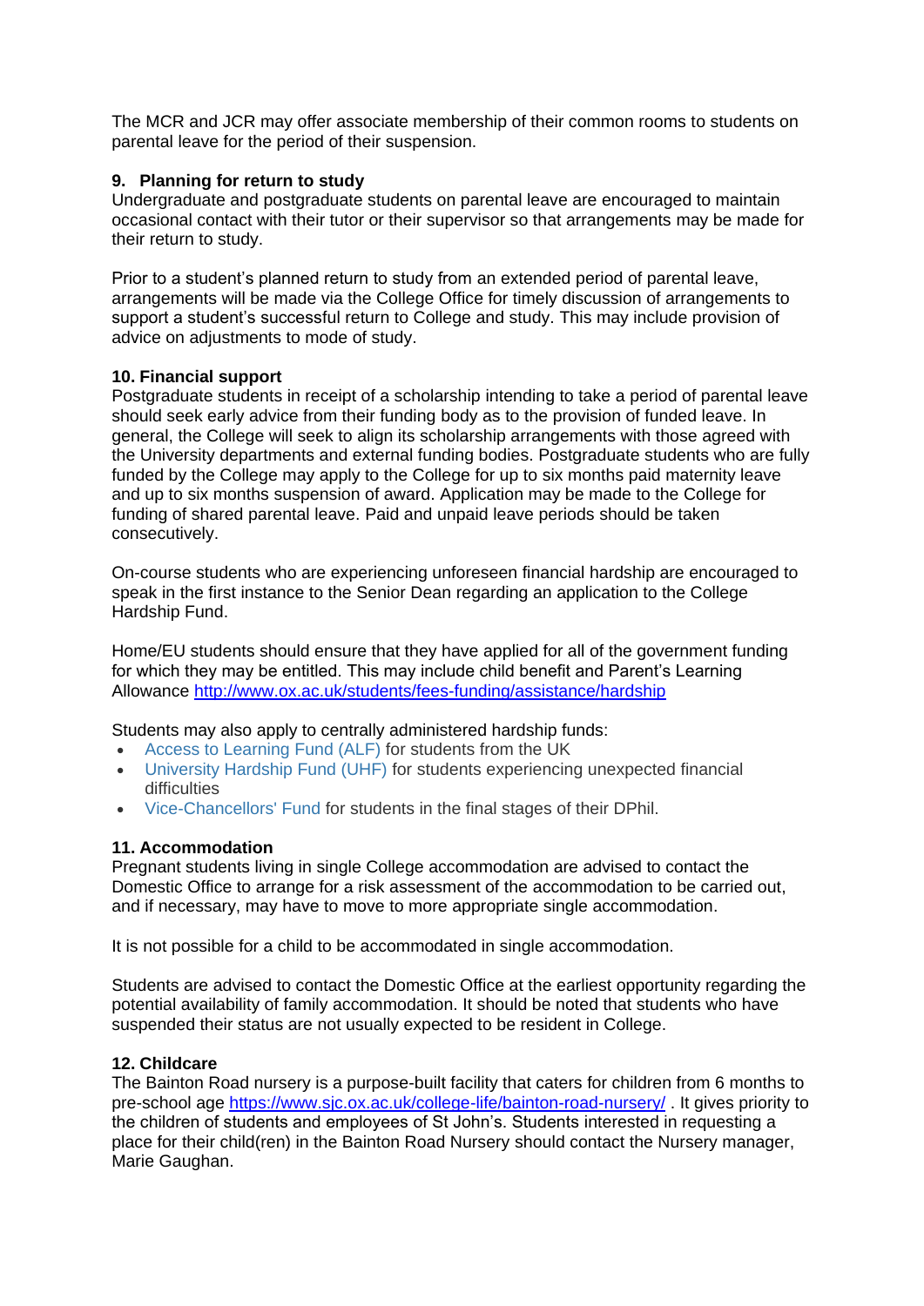The MCR and JCR may offer associate membership of their common rooms to students on parental leave for the period of their suspension.

### 9. Planning for return to study

Undergraduate and postgraduate students on parental leave are encouraged to maintain occasional contact with their tutor or their supervisor so that arrangements may be made for their return to study.

Prior to a student's planned return to study from an extended period of parental leave, arrangements will be made via the College Office for timely discussion of arrangements to support a student's successful return to College and study. This may include provision of advice on adjustments to mode of study.

### 10. Financial support

Postgraduate students in receipt of a scholarship intending to take a period of parental leave should seek early advice from their funding body as to the provision of funded leave. In general, the College will seek to align its scholarship arrangements with those agreed with the University departments and external funding bodies. Postgraduate students who are fully funded by the College may apply to the College for up to six months paid maternity leave and up to six months suspension of award. Application may be made to the College for funding of shared parental leave. Paid and unpaid leave periods should be taken consecutively.

On-course students who are experiencing unforeseen financial hardship are encouraged to speak in the first instance to the Senior Dean regarding an application to the College Hardship Fund.

Home/EU students should ensure that they have applied for all of the government funding for which they may be entitled. This may include child benefit and Parent's Learning Allowance http://www.ox.ac.uk/students/fees-funding/assistance/hardship

Students may also apply to centrally administered hardship funds:

- Access to Learning Fund (ALF) for students from the UK
- University Hardship Fund (UHF) for students experiencing unexpected financial difficulties
- Vice-Chancellors' Fund for students in the final stages of their DPhil.

### 11. Accommodation

Pregnant students living in single College accommodation are advised to contact the Domestic Office to arrange for a risk assessment of the accommodation to be carried out, and if necessary, may have to move to more appropriate single accommodation.

It is not possible for a child to be accommodated in single accommodation.

Students are advised to contact the Domestic Office at the earliest opportunity regarding the potential availability of family accommodation. It should be noted that students who have suspended their status are not usually expected to be resident in College.

### 12. Childcare

The Bainton Road nursery is a purpose-built facility that caters for children from 6 months to pre-school age https://www.sjc.ox.ac.uk/college-life/bainton-road-nursery/ . It gives priority to the children of students and employees of St John's. Students interested in requesting a place for their child(ren) in the Bainton Road Nursery should contact the Nursery manager, Marie Gaughan.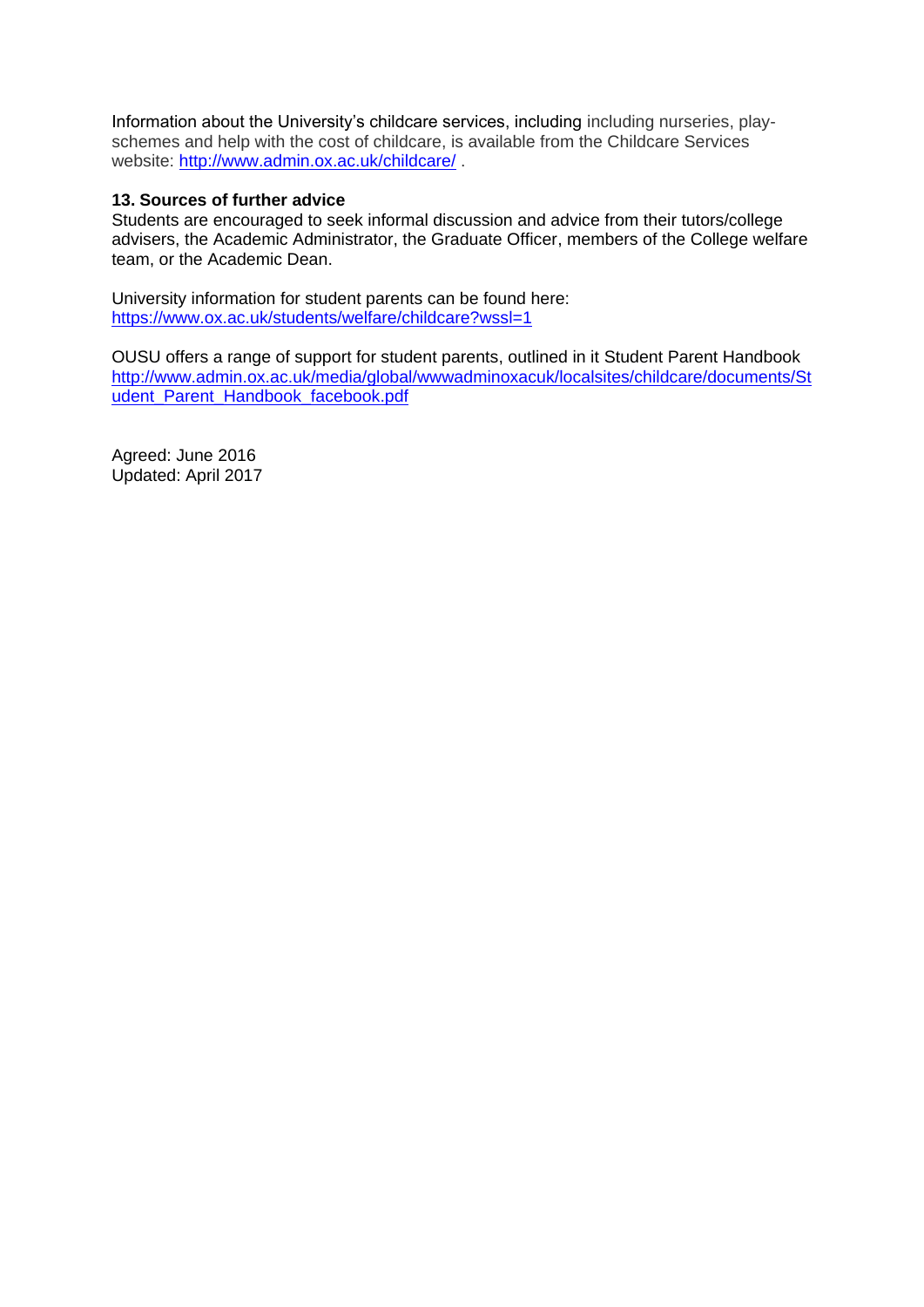Information about the University's childcare services, including including nurseries, play-schemes and help with the cost of childcare, is available from the Childcare Services website: http://www.admin.ox.ac.uk/childcare/ .

**13. Sources of further advice**

Students are encouraged to seek informal discussion and advice from their tutors/college advisers, the Academic Administrator, the Graduate Officer, members of the College welfare team, or the Academic Dean.

University information for student parents can be found here:
https://www.ox.ac.uk/students/welfare/childcare?wssl=1

OUSU offers a range of support for student parents, outlined in it Student Parent Handbook http://www.admin.ox.ac.uk/media/global/wwwadminoxacuk/localsites/childcare/documents/Student_Parent_Handbook_facebook.pdf

Agreed: June 2016
Updated: April 2017